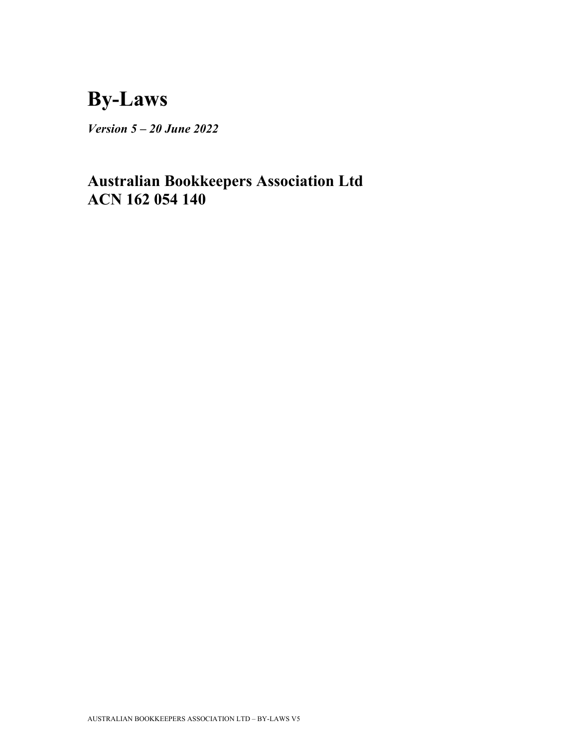# By-Laws

***Version 5 – 20 June 2022***

## Australian Bookkeepers Association Ltd
## ACN 162 054 140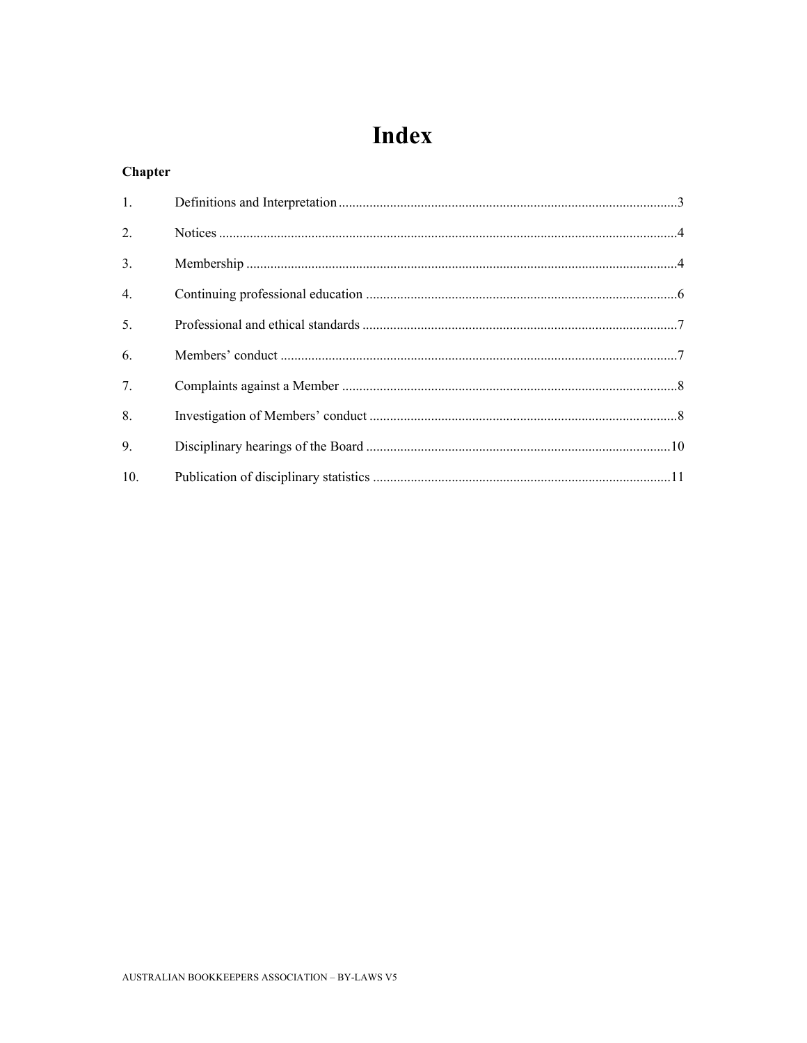# Index

**Chapter**

| | | |
|---|---|---|
| 1. | Definitions and Interpretation | 3 |
| 2. | Notices | 4 |
| 3. | Membership | 4 |
| 4. | Continuing professional education | 6 |
| 5. | Professional and ethical standards | 7 |
| 6. | Members' conduct | 7 |
| 7. | Complaints against a Member | 8 |
| 8. | Investigation of Members' conduct | 8 |
| 9. | Disciplinary hearings of the Board | 10 |
| 10. | Publication of disciplinary statistics | 11 |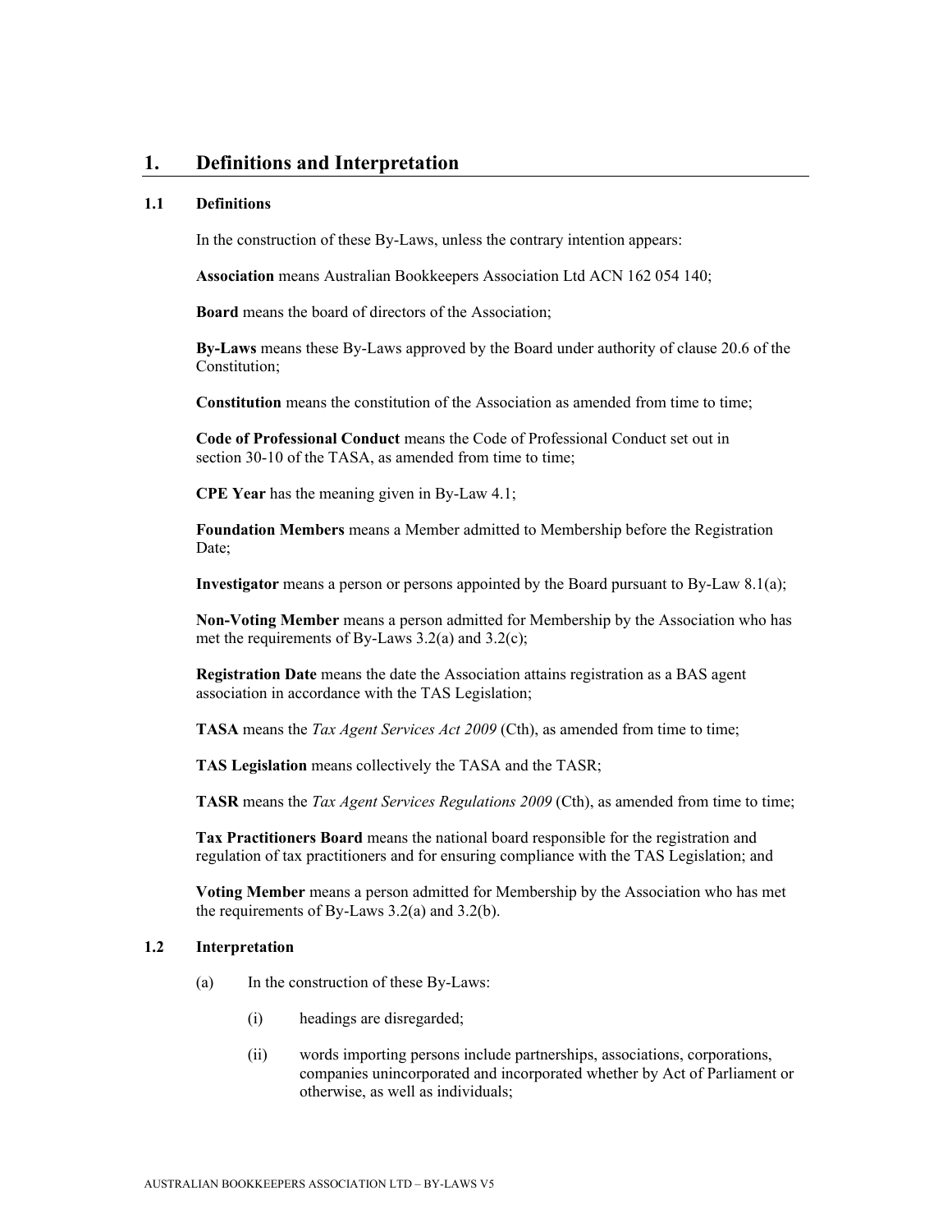# 1. Definitions and Interpretation

## 1.1 Definitions

In the construction of these By-Laws, unless the contrary intention appears:

**Association** means Australian Bookkeepers Association Ltd ACN 162 054 140;

**Board** means the board of directors of the Association;

**By-Laws** means these By-Laws approved by the Board under authority of clause 20.6 of the Constitution;

**Constitution** means the constitution of the Association as amended from time to time;

**Code of Professional Conduct** means the Code of Professional Conduct set out in section 30-10 of the TASA, as amended from time to time;

**CPE Year** has the meaning given in By-Law 4.1;

**Foundation Members** means a Member admitted to Membership before the Registration Date;

**Investigator** means a person or persons appointed by the Board pursuant to By-Law 8.1(a);

**Non-Voting Member** means a person admitted for Membership by the Association who has met the requirements of By-Laws 3.2(a) and 3.2(c);

**Registration Date** means the date the Association attains registration as a BAS agent association in accordance with the TAS Legislation;

**TASA** means the *Tax Agent Services Act 2009* (Cth), as amended from time to time;

**TAS Legislation** means collectively the TASA and the TASR;

**TASR** means the *Tax Agent Services Regulations 2009* (Cth), as amended from time to time;

**Tax Practitioners Board** means the national board responsible for the registration and regulation of tax practitioners and for ensuring compliance with the TAS Legislation; and

**Voting Member** means a person admitted for Membership by the Association who has met the requirements of By-Laws 3.2(a) and 3.2(b).

## 1.2 Interpretation

(a) In the construction of these By-Laws:

(i) headings are disregarded;

(ii) words importing persons include partnerships, associations, corporations, companies unincorporated and incorporated whether by Act of Parliament or otherwise, as well as individuals;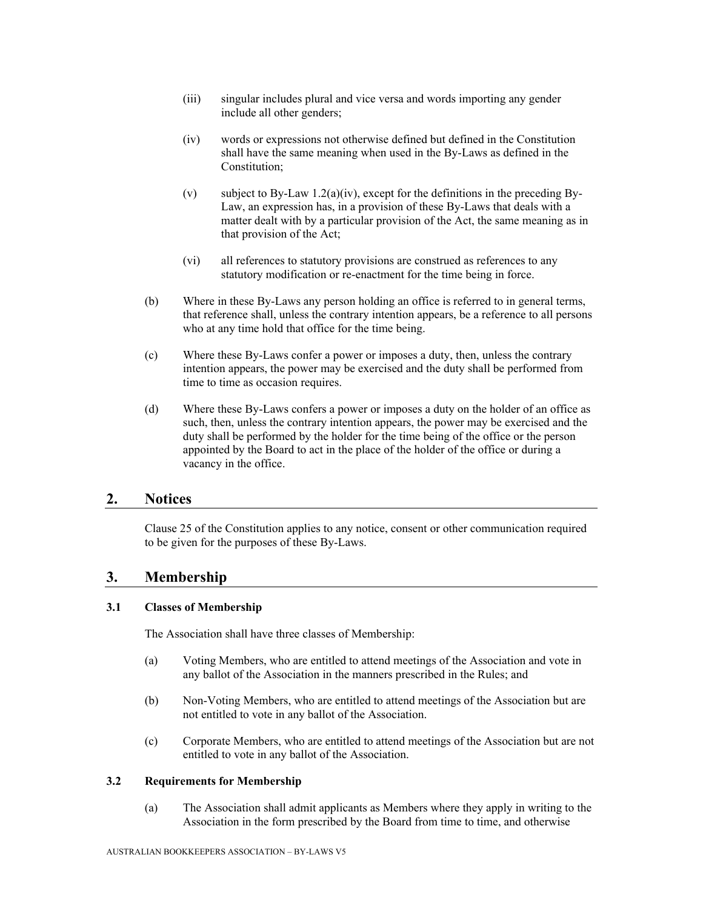(iii) singular includes plural and vice versa and words importing any gender include all other genders;

(iv) words or expressions not otherwise defined but defined in the Constitution shall have the same meaning when used in the By-Laws as defined in the Constitution;

(v) subject to By-Law 1.2(a)(iv), except for the definitions in the preceding By-Law, an expression has, in a provision of these By-Laws that deals with a matter dealt with by a particular provision of the Act, the same meaning as in that provision of the Act;

(vi) all references to statutory provisions are construed as references to any statutory modification or re-enactment for the time being in force.

(b) Where in these By-Laws any person holding an office is referred to in general terms, that reference shall, unless the contrary intention appears, be a reference to all persons who at any time hold that office for the time being.

(c) Where these By-Laws confer a power or imposes a duty, then, unless the contrary intention appears, the power may be exercised and the duty shall be performed from time to time as occasion requires.

(d) Where these By-Laws confers a power or imposes a duty on the holder of an office as such, then, unless the contrary intention appears, the power may be exercised and the duty shall be performed by the holder for the time being of the office or the person appointed by the Board to act in the place of the holder of the office or during a vacancy in the office.

## 2. Notices

Clause 25 of the Constitution applies to any notice, consent or other communication required to be given for the purposes of these By-Laws.

## 3. Membership

### 3.1 Classes of Membership

The Association shall have three classes of Membership:

(a) Voting Members, who are entitled to attend meetings of the Association and vote in any ballot of the Association in the manners prescribed in the Rules; and

(b) Non-Voting Members, who are entitled to attend meetings of the Association but are not entitled to vote in any ballot of the Association.

(c) Corporate Members, who are entitled to attend meetings of the Association but are not entitled to vote in any ballot of the Association.

### 3.2 Requirements for Membership

(a) The Association shall admit applicants as Members where they apply in writing to the Association in the form prescribed by the Board from time to time, and otherwise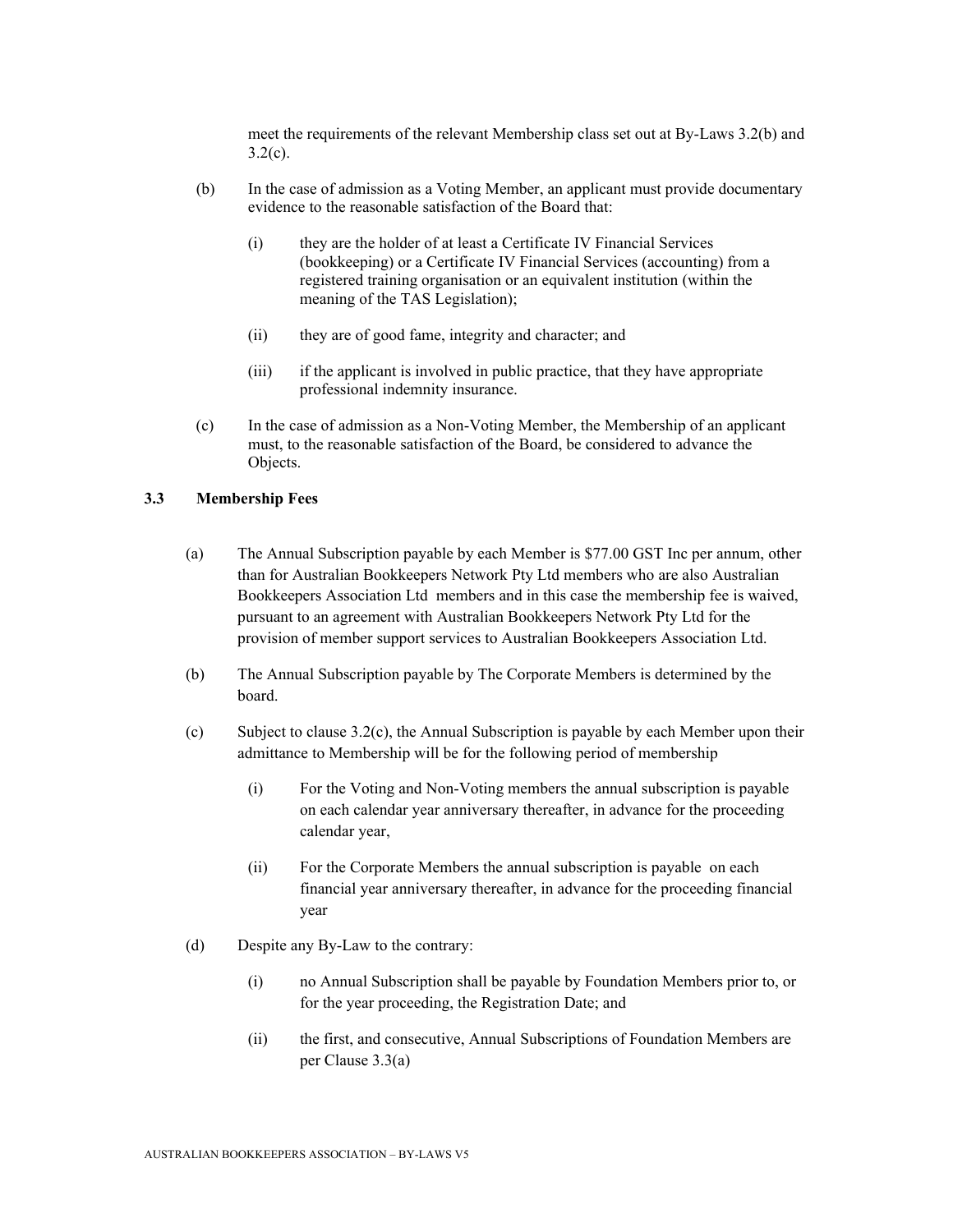meet the requirements of the relevant Membership class set out at By-Laws 3.2(b) and 3.2(c).

(b) In the case of admission as a Voting Member, an applicant must provide documentary evidence to the reasonable satisfaction of the Board that:

  (i) they are the holder of at least a Certificate IV Financial Services (bookkeeping) or a Certificate IV Financial Services (accounting) from a registered training organisation or an equivalent institution (within the meaning of the TAS Legislation);

  (ii) they are of good fame, integrity and character; and

  (iii) if the applicant is involved in public practice, that they have appropriate professional indemnity insurance.

(c) In the case of admission as a Non-Voting Member, the Membership of an applicant must, to the reasonable satisfaction of the Board, be considered to advance the Objects.

### 3.3 Membership Fees

(a) The Annual Subscription payable by each Member is $77.00 GST Inc per annum, other than for Australian Bookkeepers Network Pty Ltd members who are also Australian Bookkeepers Association Ltd members and in this case the membership fee is waived, pursuant to an agreement with Australian Bookkeepers Network Pty Ltd for the provision of member support services to Australian Bookkeepers Association Ltd.

(b) The Annual Subscription payable by The Corporate Members is determined by the board.

(c) Subject to clause 3.2(c), the Annual Subscription is payable by each Member upon their admittance to Membership will be for the following period of membership

  (i) For the Voting and Non-Voting members the annual subscription is payable on each calendar year anniversary thereafter, in advance for the proceeding calendar year,

  (ii) For the Corporate Members the annual subscription is payable on each financial year anniversary thereafter, in advance for the proceeding financial year

(d) Despite any By-Law to the contrary:

  (i) no Annual Subscription shall be payable by Foundation Members prior to, or for the year proceeding, the Registration Date; and

  (ii) the first, and consecutive, Annual Subscriptions of Foundation Members are per Clause 3.3(a)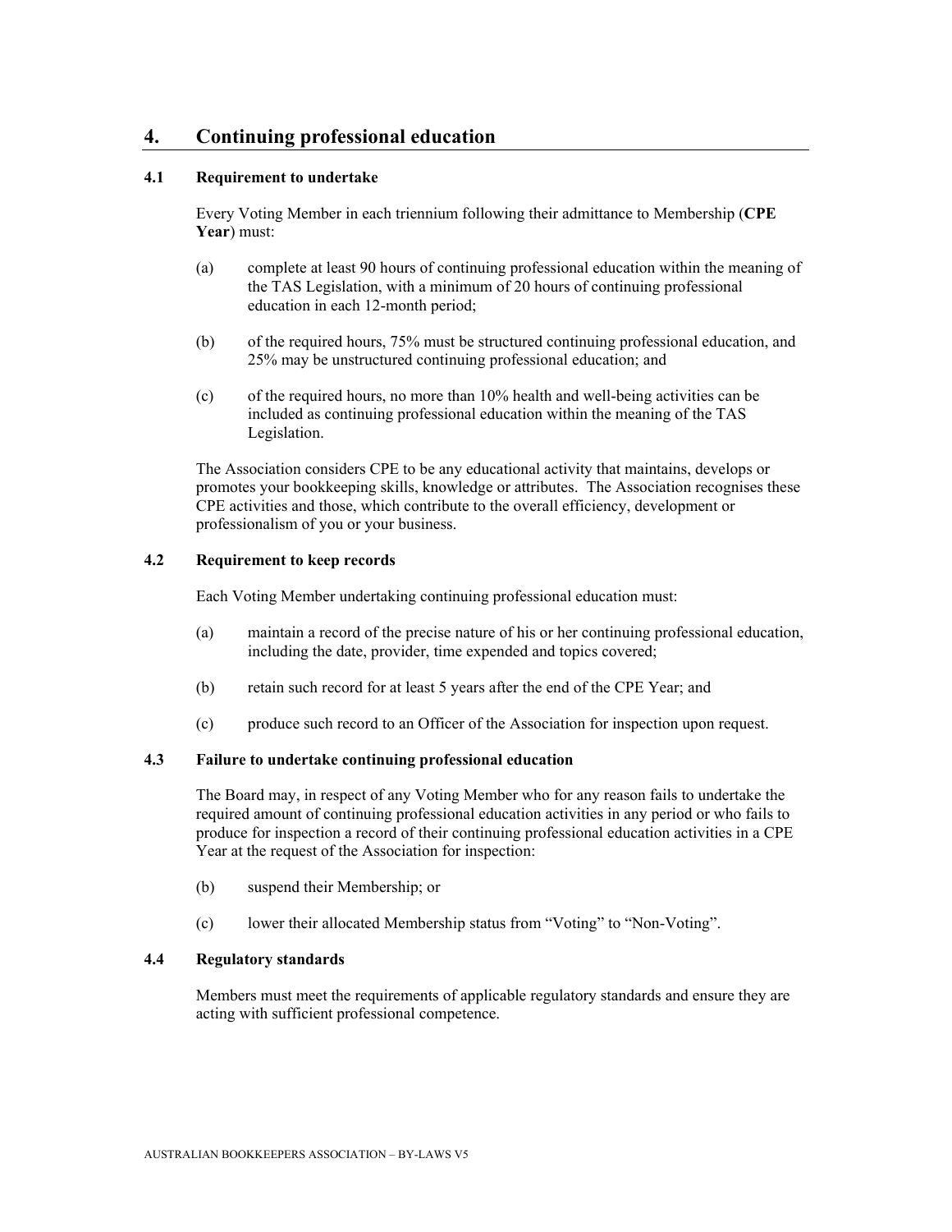# 4. Continuing professional education

### 4.1 Requirement to undertake

Every Voting Member in each triennium following their admittance to Membership (**CPE Year**) must:

(a) complete at least 90 hours of continuing professional education within the meaning of the TAS Legislation, with a minimum of 20 hours of continuing professional education in each 12-month period;

(b) of the required hours, 75% must be structured continuing professional education, and 25% may be unstructured continuing professional education; and

(c) of the required hours, no more than 10% health and well-being activities can be included as continuing professional education within the meaning of the TAS Legislation.

The Association considers CPE to be any educational activity that maintains, develops or promotes your bookkeeping skills, knowledge or attributes. The Association recognises these CPE activities and those, which contribute to the overall efficiency, development or professionalism of you or your business.

### 4.2 Requirement to keep records

Each Voting Member undertaking continuing professional education must:

(a) maintain a record of the precise nature of his or her continuing professional education, including the date, provider, time expended and topics covered;

(b) retain such record for at least 5 years after the end of the CPE Year; and

(c) produce such record to an Officer of the Association for inspection upon request.

### 4.3 Failure to undertake continuing professional education

The Board may, in respect of any Voting Member who for any reason fails to undertake the required amount of continuing professional education activities in any period or who fails to produce for inspection a record of their continuing professional education activities in a CPE Year at the request of the Association for inspection:

(b) suspend their Membership; or

(c) lower their allocated Membership status from "Voting" to "Non-Voting".

### 4.4 Regulatory standards

Members must meet the requirements of applicable regulatory standards and ensure they are acting with sufficient professional competence.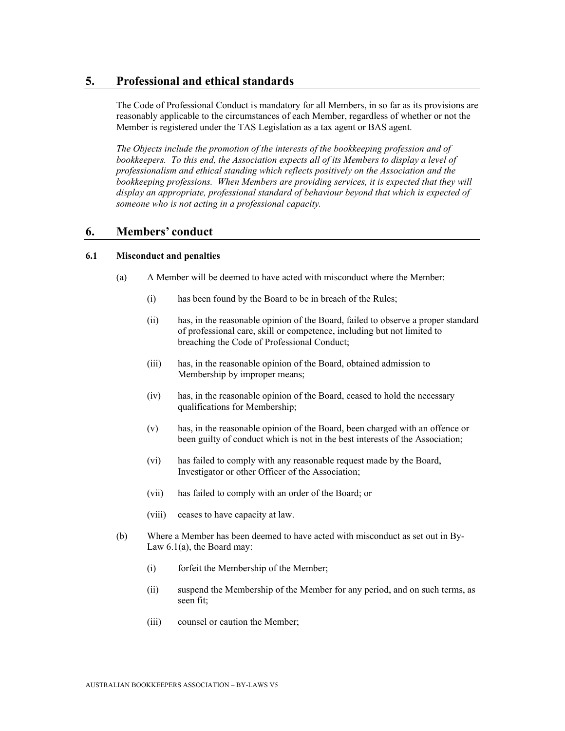## 5. Professional and ethical standards

The Code of Professional Conduct is mandatory for all Members, in so far as its provisions are reasonably applicable to the circumstances of each Member, regardless of whether or not the Member is registered under the TAS Legislation as a tax agent or BAS agent.

*The Objects include the promotion of the interests of the bookkeeping profession and of bookkeepers. To this end, the Association expects all of its Members to display a level of professionalism and ethical standing which reflects positively on the Association and the bookkeeping professions. When Members are providing services, it is expected that they will display an appropriate, professional standard of behaviour beyond that which is expected of someone who is not acting in a professional capacity.*

## 6. Members' conduct

### 6.1 Misconduct and penalties

(a) A Member will be deemed to have acted with misconduct where the Member:

(i) has been found by the Board to be in breach of the Rules;

(ii) has, in the reasonable opinion of the Board, failed to observe a proper standard of professional care, skill or competence, including but not limited to breaching the Code of Professional Conduct;

(iii) has, in the reasonable opinion of the Board, obtained admission to Membership by improper means;

(iv) has, in the reasonable opinion of the Board, ceased to hold the necessary qualifications for Membership;

(v) has, in the reasonable opinion of the Board, been charged with an offence or been guilty of conduct which is not in the best interests of the Association;

(vi) has failed to comply with any reasonable request made by the Board, Investigator or other Officer of the Association;

(vii) has failed to comply with an order of the Board; or

(viii) ceases to have capacity at law.

(b) Where a Member has been deemed to have acted with misconduct as set out in By-Law 6.1(a), the Board may:

(i) forfeit the Membership of the Member;

(ii) suspend the Membership of the Member for any period, and on such terms, as seen fit;

(iii) counsel or caution the Member;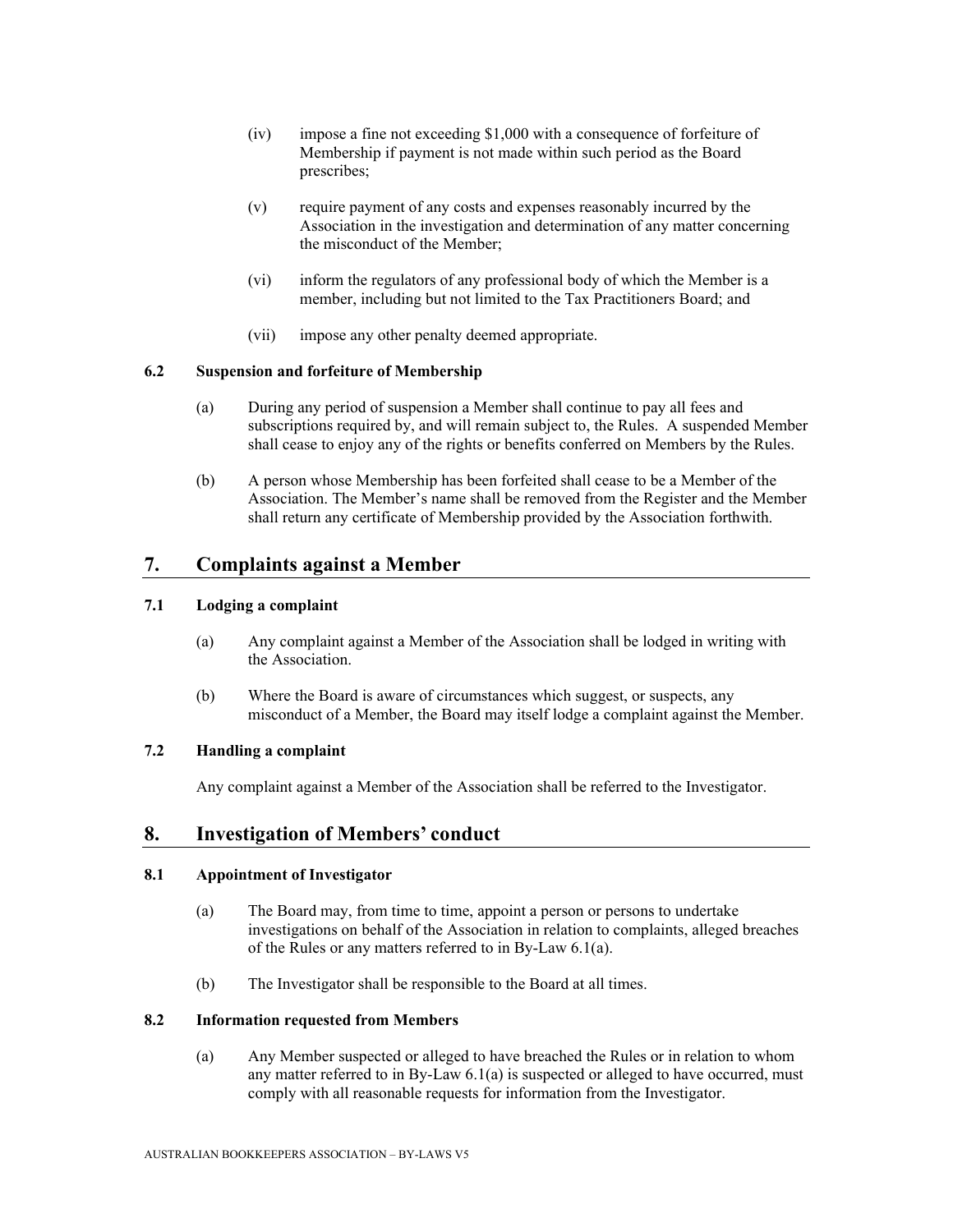(iv) impose a fine not exceeding $1,000 with a consequence of forfeiture of Membership if payment is not made within such period as the Board prescribes;

(v) require payment of any costs and expenses reasonably incurred by the Association in the investigation and determination of any matter concerning the misconduct of the Member;

(vi) inform the regulators of any professional body of which the Member is a member, including but not limited to the Tax Practitioners Board; and

(vii) impose any other penalty deemed appropriate.

### 6.2 Suspension and forfeiture of Membership

(a) During any period of suspension a Member shall continue to pay all fees and subscriptions required by, and will remain subject to, the Rules. A suspended Member shall cease to enjoy any of the rights or benefits conferred on Members by the Rules.

(b) A person whose Membership has been forfeited shall cease to be a Member of the Association. The Member's name shall be removed from the Register and the Member shall return any certificate of Membership provided by the Association forthwith.

## 7. Complaints against a Member

### 7.1 Lodging a complaint

(a) Any complaint against a Member of the Association shall be lodged in writing with the Association.

(b) Where the Board is aware of circumstances which suggest, or suspects, any misconduct of a Member, the Board may itself lodge a complaint against the Member.

### 7.2 Handling a complaint

Any complaint against a Member of the Association shall be referred to the Investigator.

## 8. Investigation of Members' conduct

### 8.1 Appointment of Investigator

(a) The Board may, from time to time, appoint a person or persons to undertake investigations on behalf of the Association in relation to complaints, alleged breaches of the Rules or any matters referred to in By-Law 6.1(a).

(b) The Investigator shall be responsible to the Board at all times.

### 8.2 Information requested from Members

(a) Any Member suspected or alleged to have breached the Rules or in relation to whom any matter referred to in By-Law 6.1(a) is suspected or alleged to have occurred, must comply with all reasonable requests for information from the Investigator.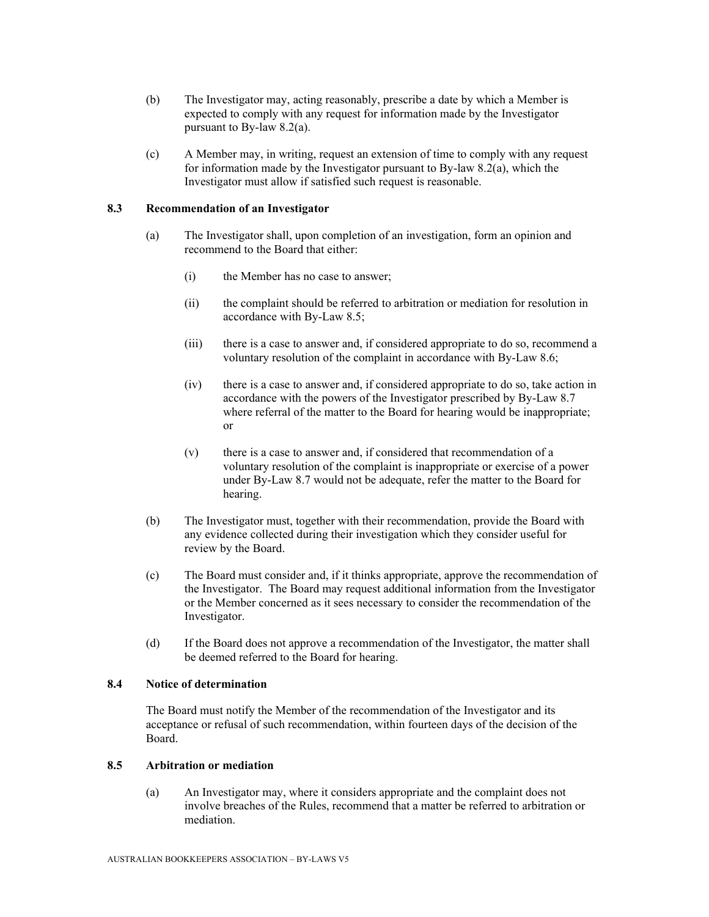(b) The Investigator may, acting reasonably, prescribe a date by which a Member is expected to comply with any request for information made by the Investigator pursuant to By-law 8.2(a).

(c) A Member may, in writing, request an extension of time to comply with any request for information made by the Investigator pursuant to By-law 8.2(a), which the Investigator must allow if satisfied such request is reasonable.

### 8.3 Recommendation of an Investigator

(a) The Investigator shall, upon completion of an investigation, form an opinion and recommend to the Board that either:

   (i) the Member has no case to answer;

   (ii) the complaint should be referred to arbitration or mediation for resolution in accordance with By-Law 8.5;

   (iii) there is a case to answer and, if considered appropriate to do so, recommend a voluntary resolution of the complaint in accordance with By-Law 8.6;

   (iv) there is a case to answer and, if considered appropriate to do so, take action in accordance with the powers of the Investigator prescribed by By-Law 8.7 where referral of the matter to the Board for hearing would be inappropriate; or

   (v) there is a case to answer and, if considered that recommendation of a voluntary resolution of the complaint is inappropriate or exercise of a power under By-Law 8.7 would not be adequate, refer the matter to the Board for hearing.

(b) The Investigator must, together with their recommendation, provide the Board with any evidence collected during their investigation which they consider useful for review by the Board.

(c) The Board must consider and, if it thinks appropriate, approve the recommendation of the Investigator. The Board may request additional information from the Investigator or the Member concerned as it sees necessary to consider the recommendation of the Investigator.

(d) If the Board does not approve a recommendation of the Investigator, the matter shall be deemed referred to the Board for hearing.

### 8.4 Notice of determination

The Board must notify the Member of the recommendation of the Investigator and its acceptance or refusal of such recommendation, within fourteen days of the decision of the Board.

### 8.5 Arbitration or mediation

(a) An Investigator may, where it considers appropriate and the complaint does not involve breaches of the Rules, recommend that a matter be referred to arbitration or mediation.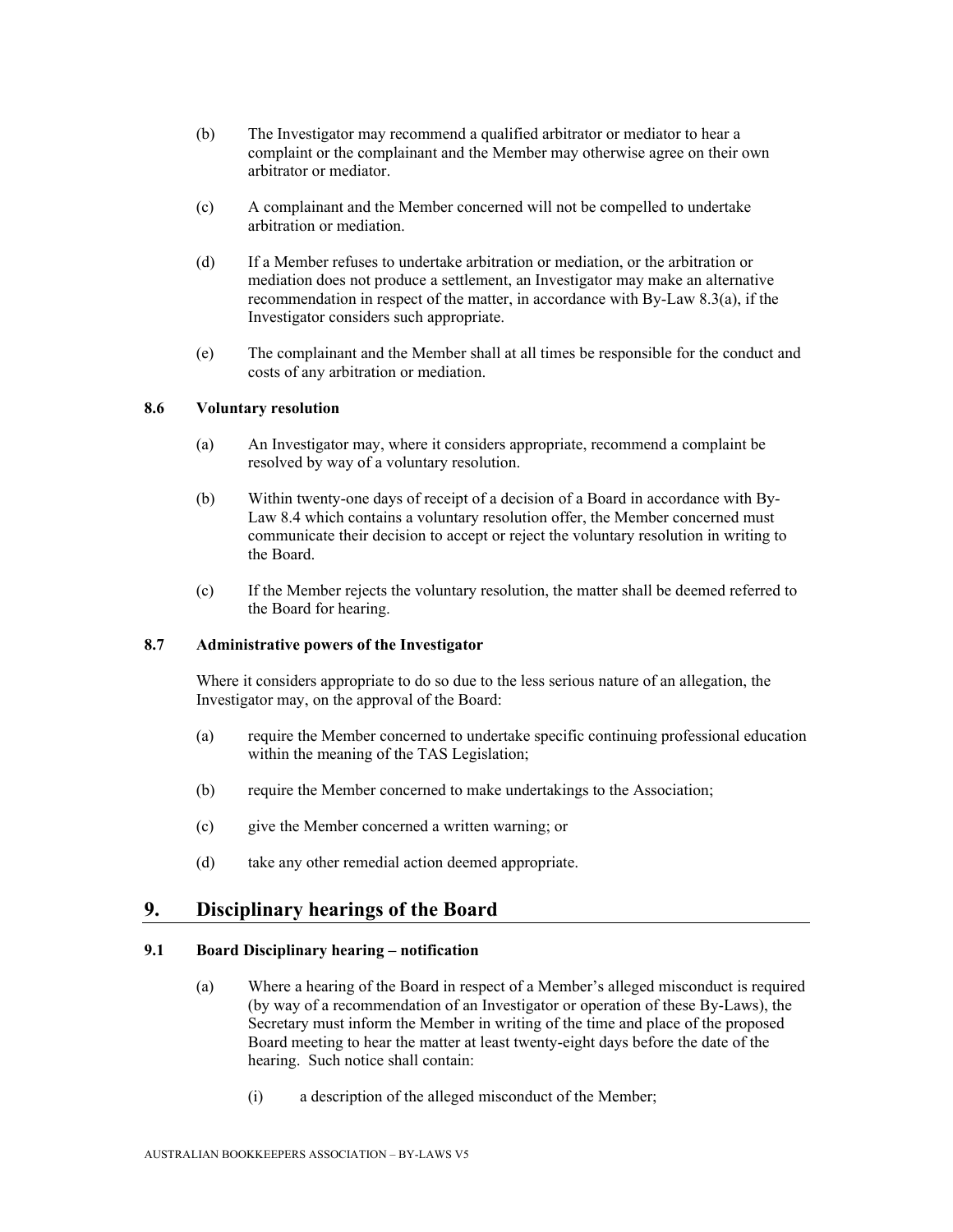(b) The Investigator may recommend a qualified arbitrator or mediator to hear a complaint or the complainant and the Member may otherwise agree on their own arbitrator or mediator.

(c) A complainant and the Member concerned will not be compelled to undertake arbitration or mediation.

(d) If a Member refuses to undertake arbitration or mediation, or the arbitration or mediation does not produce a settlement, an Investigator may make an alternative recommendation in respect of the matter, in accordance with By-Law 8.3(a), if the Investigator considers such appropriate.

(e) The complainant and the Member shall at all times be responsible for the conduct and costs of any arbitration or mediation.

### 8.6 Voluntary resolution

(a) An Investigator may, where it considers appropriate, recommend a complaint be resolved by way of a voluntary resolution.

(b) Within twenty-one days of receipt of a decision of a Board in accordance with By-Law 8.4 which contains a voluntary resolution offer, the Member concerned must communicate their decision to accept or reject the voluntary resolution in writing to the Board.

(c) If the Member rejects the voluntary resolution, the matter shall be deemed referred to the Board for hearing.

### 8.7 Administrative powers of the Investigator

Where it considers appropriate to do so due to the less serious nature of an allegation, the Investigator may, on the approval of the Board:

(a) require the Member concerned to undertake specific continuing professional education within the meaning of the TAS Legislation;

(b) require the Member concerned to make undertakings to the Association;

(c) give the Member concerned a written warning; or

(d) take any other remedial action deemed appropriate.

## 9. Disciplinary hearings of the Board

### 9.1 Board Disciplinary hearing – notification

(a) Where a hearing of the Board in respect of a Member's alleged misconduct is required (by way of a recommendation of an Investigator or operation of these By-Laws), the Secretary must inform the Member in writing of the time and place of the proposed Board meeting to hear the matter at least twenty-eight days before the date of the hearing. Such notice shall contain:

(i) a description of the alleged misconduct of the Member;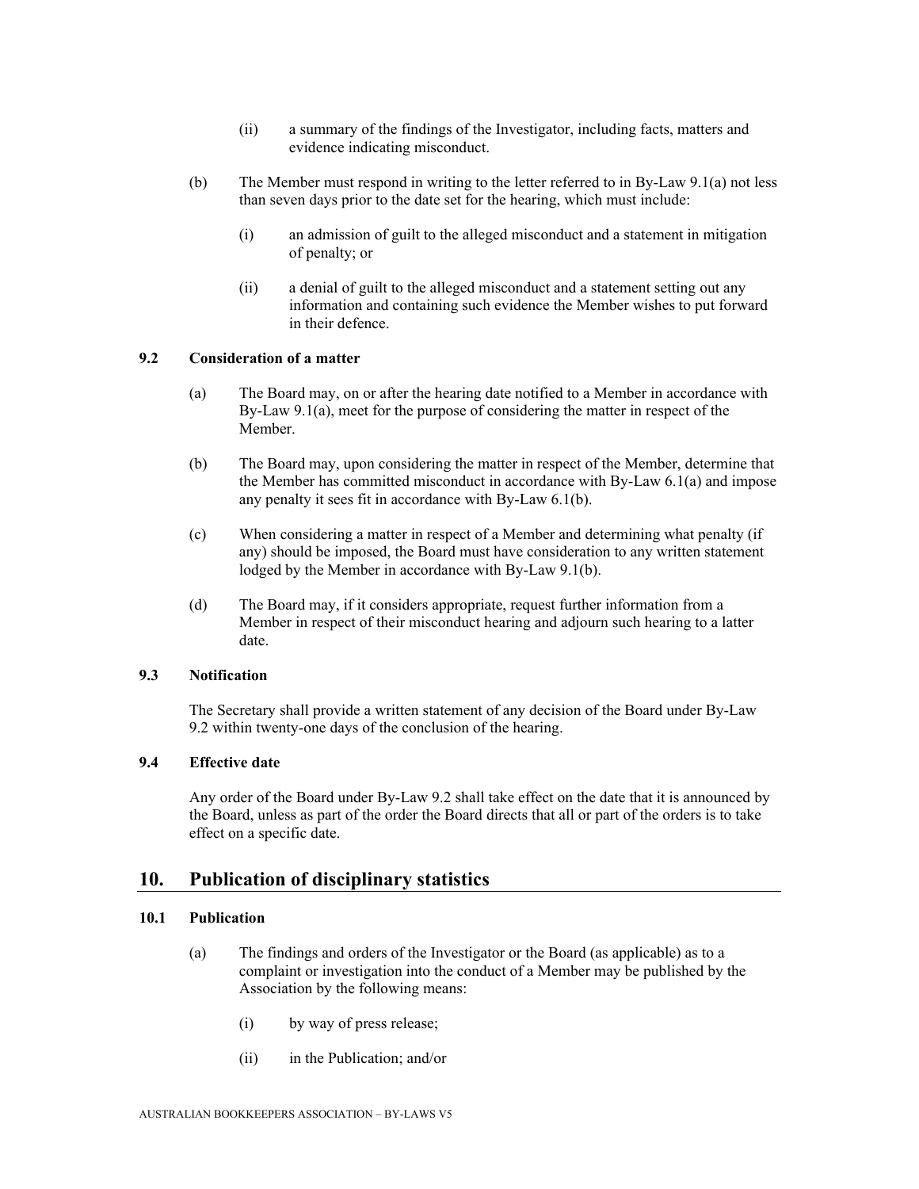(ii) a summary of the findings of the Investigator, including facts, matters and evidence indicating misconduct.

(b) The Member must respond in writing to the letter referred to in By-Law 9.1(a) not less than seven days prior to the date set for the hearing, which must include:

(i) an admission of guilt to the alleged misconduct and a statement in mitigation of penalty; or

(ii) a denial of guilt to the alleged misconduct and a statement setting out any information and containing such evidence the Member wishes to put forward in their defence.

### 9.2 Consideration of a matter

(a) The Board may, on or after the hearing date notified to a Member in accordance with By-Law 9.1(a), meet for the purpose of considering the matter in respect of the Member.

(b) The Board may, upon considering the matter in respect of the Member, determine that the Member has committed misconduct in accordance with By-Law 6.1(a) and impose any penalty it sees fit in accordance with By-Law 6.1(b).

(c) When considering a matter in respect of a Member and determining what penalty (if any) should be imposed, the Board must have consideration to any written statement lodged by the Member in accordance with By-Law 9.1(b).

(d) The Board may, if it considers appropriate, request further information from a Member in respect of their misconduct hearing and adjourn such hearing to a latter date.

### 9.3 Notification

The Secretary shall provide a written statement of any decision of the Board under By-Law 9.2 within twenty-one days of the conclusion of the hearing.

### 9.4 Effective date

Any order of the Board under By-Law 9.2 shall take effect on the date that it is announced by the Board, unless as part of the order the Board directs that all or part of the orders is to take effect on a specific date.

## 10. Publication of disciplinary statistics

### 10.1 Publication

(a) The findings and orders of the Investigator or the Board (as applicable) as to a complaint or investigation into the conduct of a Member may be published by the Association by the following means:

(i) by way of press release;

(ii) in the Publication; and/or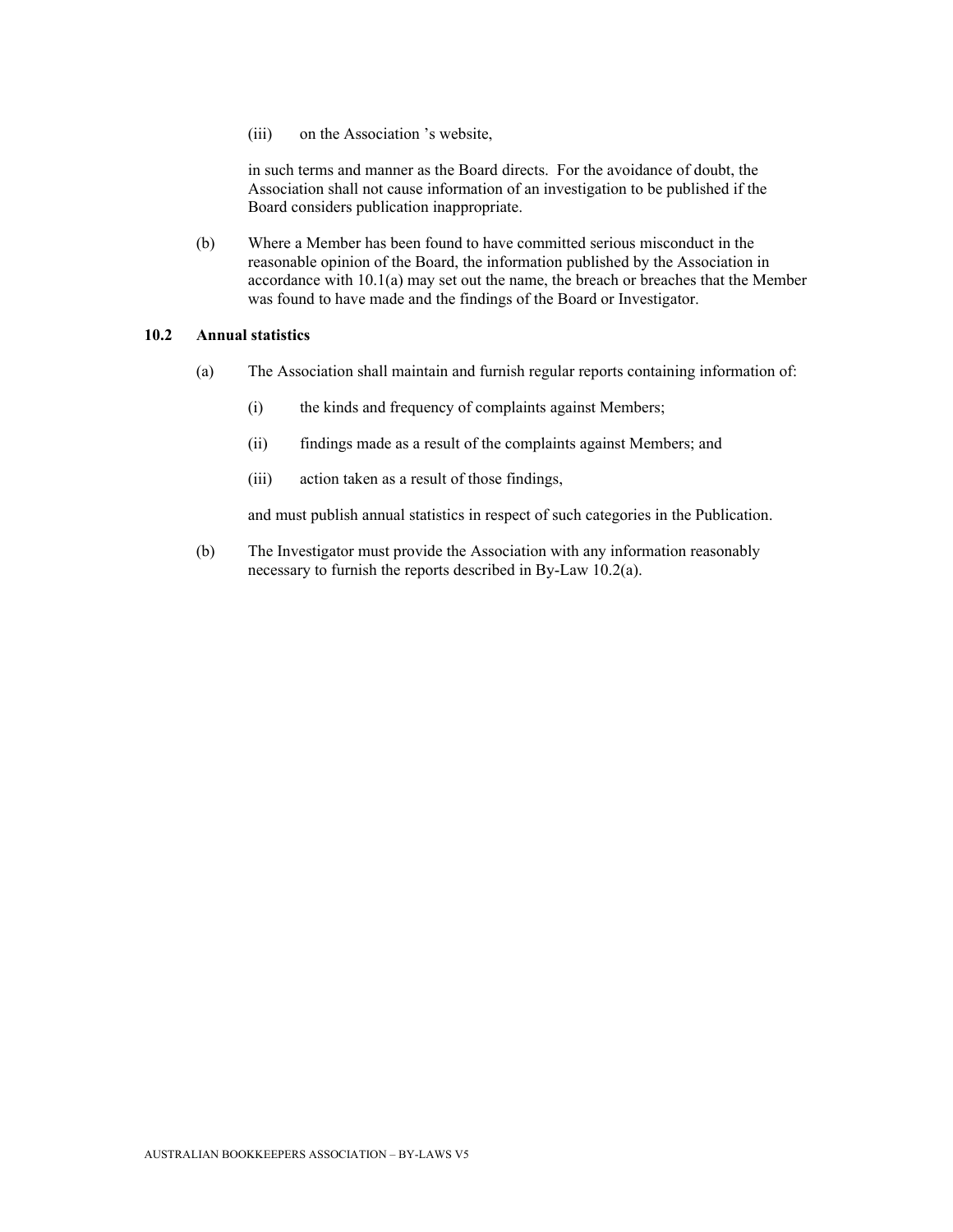(iii) on the Association 's website,

in such terms and manner as the Board directs. For the avoidance of doubt, the Association shall not cause information of an investigation to be published if the Board considers publication inappropriate.

(b) Where a Member has been found to have committed serious misconduct in the reasonable opinion of the Board, the information published by the Association in accordance with 10.1(a) may set out the name, the breach or breaches that the Member was found to have made and the findings of the Board or Investigator.

### 10.2 Annual statistics

(a) The Association shall maintain and furnish regular reports containing information of:

(i) the kinds and frequency of complaints against Members;

(ii) findings made as a result of the complaints against Members; and

(iii) action taken as a result of those findings,

and must publish annual statistics in respect of such categories in the Publication.

(b) The Investigator must provide the Association with any information reasonably necessary to furnish the reports described in By-Law 10.2(a).